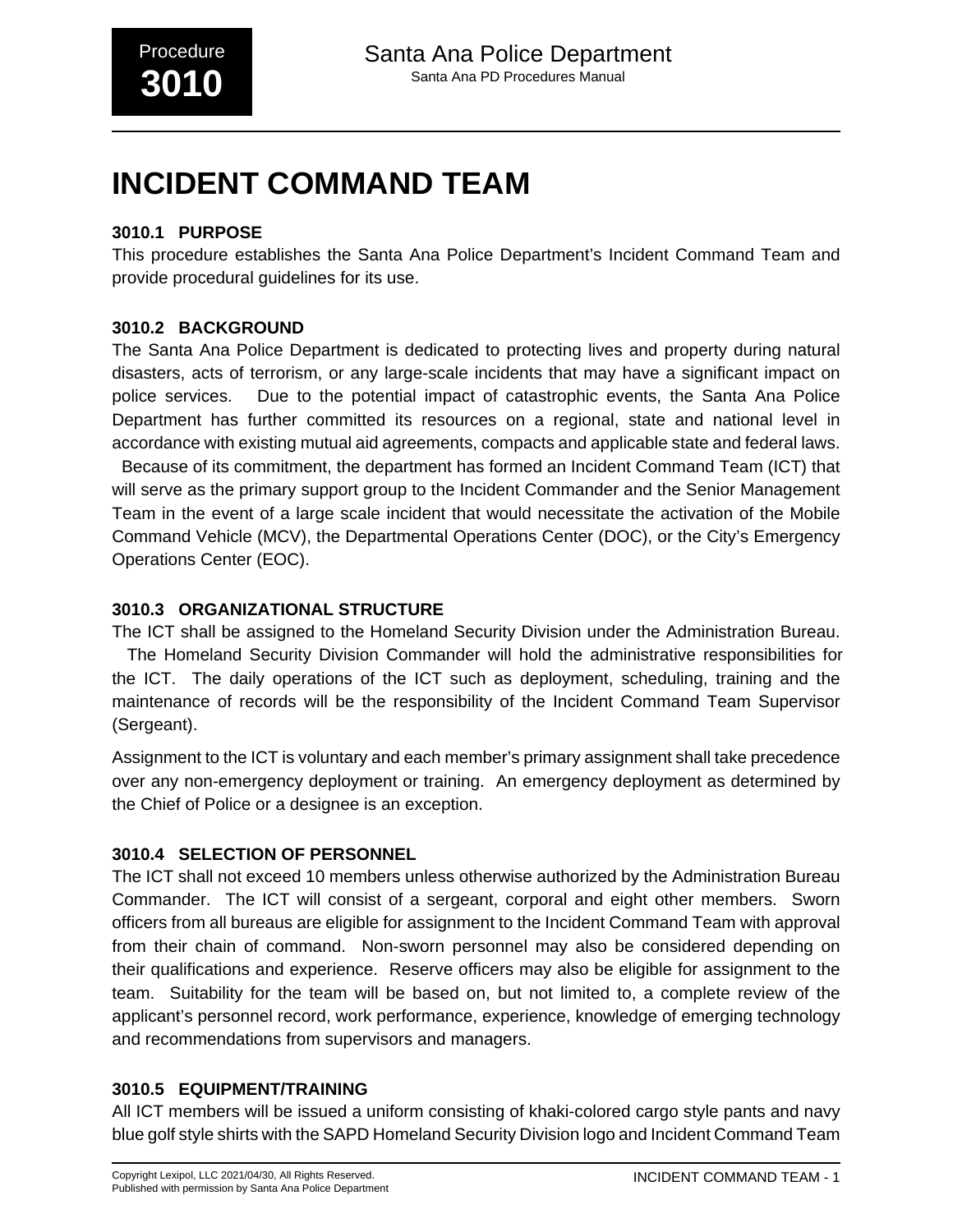# INCIDENT COMMAND TEAM

### 3010.1 PURPOSE

This procedure establishes the Santa Ana Police Department's Incident Command Team and provide procedural guidelines for its use.

### 3010.2 BACKGROUND

The Santa Ana Police Department is dedicated to protecting lives and property during natural disasters, acts of terrorism, or any large-scale incidents that may have a significant impact on police services. Due to the potential impact of catastrophic events, the Santa Ana Police Department has further committed its resources on a regional, state and national level in accordance with existing mutual aid agreements, compacts and applicable state and federal laws. Because of its commitment, the department has formed an Incident Command Team (ICT) that will serve as the primary support group to the Incident Commander and the Senior Management Team in the event of a large scale incident that would necessitate the activation of the Mobile Command Vehicle (MCV), the Departmental Operations Center (DOC), or the City's Emergency Operations Center (EOC).

### 3010.3 ORGANIZATIONAL STRUCTURE

The ICT shall be assigned to the Homeland Security Division under the Administration Bureau. The Homeland Security Division Commander will hold the administrative responsibilities for the ICT. The daily operations of the ICT such as deployment, scheduling, training and the maintenance of records will be the responsibility of the Incident Command Team Supervisor (Sergeant).

Assignment to the ICT is voluntary and each member's primary assignment shall take precedence over any non-emergency deployment or training. An emergency deployment as determined by the Chief of Police or a designee is an exception.

### 3010.4 SELECTION OF PERSONNEL

The ICT shall not exceed 10 members unless otherwise authorized by the Administration Bureau Commander. The ICT will consist of a sergeant, corporal and eight other members. Sworn officers from all bureaus are eligible for assignment to the Incident Command Team with approval from their chain of command. Non-sworn personnel may also be considered depending on their qualifications and experience. Reserve officers may also be eligible for assignment to the team. Suitability for the team will be based on, but not limited to, a complete review of the applicant's personnel record, work performance, experience, knowledge of emerging technology and recommendations from supervisors and managers.

### 3010.5 EQUIPMENT/TRAINING

All ICT members will be issued a uniform consisting of khaki-colored cargo style pants and navy blue golf style shirts with the SAPD Homeland Security Division logo and Incident Command Team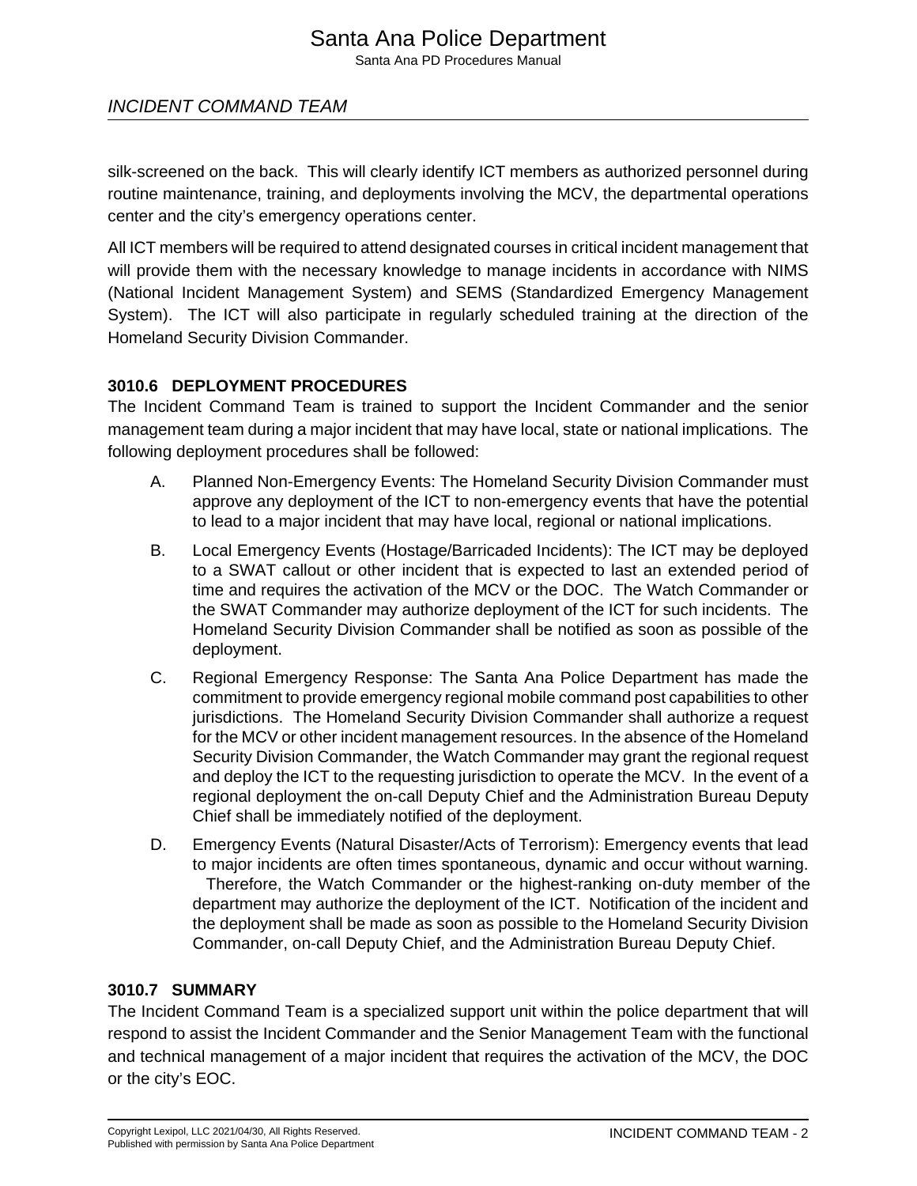silk-screened on the back. This will clearly identify ICT members as authorized personnel during routine maintenance, training, and deployments involving the MCV, the departmental operations center and the city's emergency operations center.

All ICT members will be required to attend designated courses in critical incident management that will provide them with the necessary knowledge to manage incidents in accordance with NIMS (National Incident Management System) and SEMS (Standardized Emergency Management System). The ICT will also participate in regularly scheduled training at the direction of the Homeland Security Division Commander.

### 3010.6 DEPLOYMENT PROCEDURES

The Incident Command Team is trained to support the Incident Commander and the senior management team during a major incident that may have local, state or national implications. The following deployment procedures shall be followed:

A. Planned Non-Emergency Events: The Homeland Security Division Commander must approve any deployment of the ICT to non-emergency events that have the potential to lead to a major incident that may have local, regional or national implications.

B. Local Emergency Events (Hostage/Barricaded Incidents): The ICT may be deployed to a SWAT callout or other incident that is expected to last an extended period of time and requires the activation of the MCV or the DOC. The Watch Commander or the SWAT Commander may authorize deployment of the ICT for such incidents. The Homeland Security Division Commander shall be notified as soon as possible of the deployment.

C. Regional Emergency Response: The Santa Ana Police Department has made the commitment to provide emergency regional mobile command post capabilities to other jurisdictions. The Homeland Security Division Commander shall authorize a request for the MCV or other incident management resources. In the absence of the Homeland Security Division Commander, the Watch Commander may grant the regional request and deploy the ICT to the requesting jurisdiction to operate the MCV. In the event of a regional deployment the on-call Deputy Chief and the Administration Bureau Deputy Chief shall be immediately notified of the deployment.

D. Emergency Events (Natural Disaster/Acts of Terrorism): Emergency events that lead to major incidents are often times spontaneous, dynamic and occur without warning. Therefore, the Watch Commander or the highest-ranking on-duty member of the department may authorize the deployment of the ICT. Notification of the incident and the deployment shall be made as soon as possible to the Homeland Security Division Commander, on-call Deputy Chief, and the Administration Bureau Deputy Chief.

### 3010.7 SUMMARY

The Incident Command Team is a specialized support unit within the police department that will respond to assist the Incident Commander and the Senior Management Team with the functional and technical management of a major incident that requires the activation of the MCV, the DOC or the city's EOC.